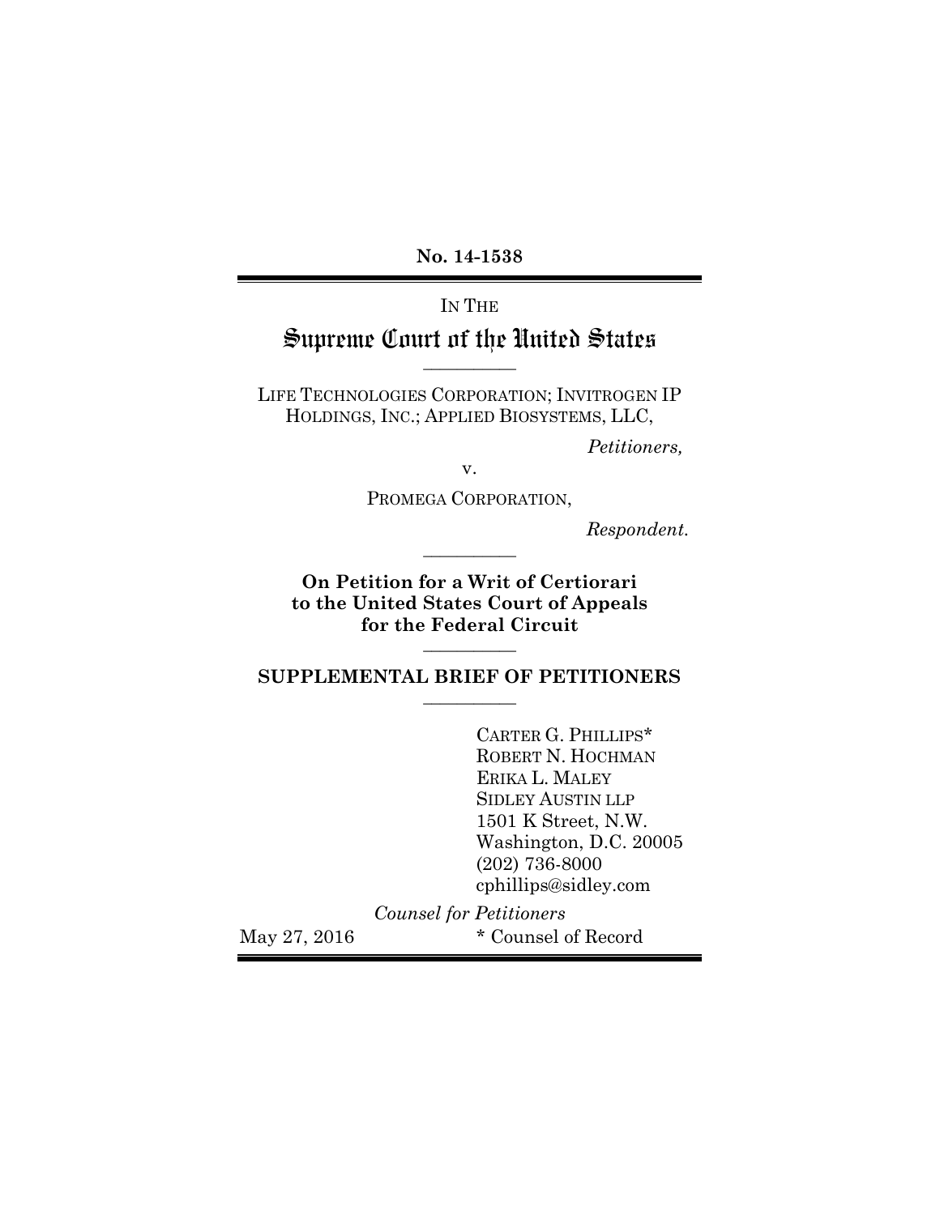**No. 14-1538**

---

IN THE

# Supreme Court of the United States

---

LIFE TECHNOLOGIES CORPORATION; INVITROGEN IP HOLDINGS, INC.; APPLIED BIOSYSTEMS, LLC,

*Petitioners,*

v.

PROMEGA CORPORATION,

*Respondent.*

---

**On Petition for a Writ of Certiorari to the United States Court of Appeals for the Federal Circuit**

---

## SUPPLEMENTAL BRIEF OF PETITIONERS

---

CARTER G. PHILLIPS*
ROBERT N. HOCHMAN
ERIKA L. MALEY
SIDLEY AUSTIN LLP
1501 K Street, N.W.
Washington, D.C. 20005
(202) 736-8000
cphillips@sidley.com

*Counsel for Petitioners*

May 27, 2016

\* Counsel of Record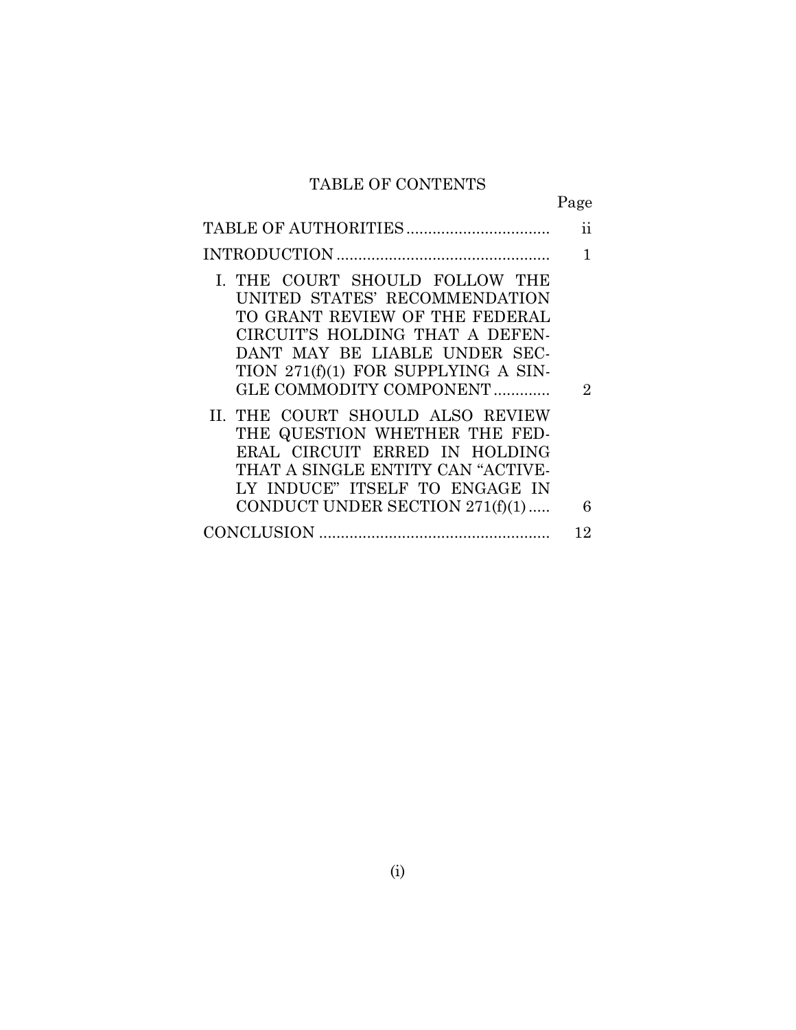# TABLE OF CONTENTS

| | Page |
|---|---|
| TABLE OF AUTHORITIES | ii |
| INTRODUCTION | 1 |
| I. THE COURT SHOULD FOLLOW THE UNITED STATES' RECOMMENDATION TO GRANT REVIEW OF THE FEDERAL CIRCUIT'S HOLDING THAT A DEFENDANT MAY BE LIABLE UNDER SECTION 271(f)(1) FOR SUPPLYING A SINGLE COMMODITY COMPONENT | 2 |
| II. THE COURT SHOULD ALSO REVIEW THE QUESTION WHETHER THE FEDERAL CIRCUIT ERRED IN HOLDING THAT A SINGLE ENTITY CAN "ACTIVELY INDUCE" ITSELF TO ENGAGE IN CONDUCT UNDER SECTION 271(f)(1) | 6 |
| CONCLUSION | 12 |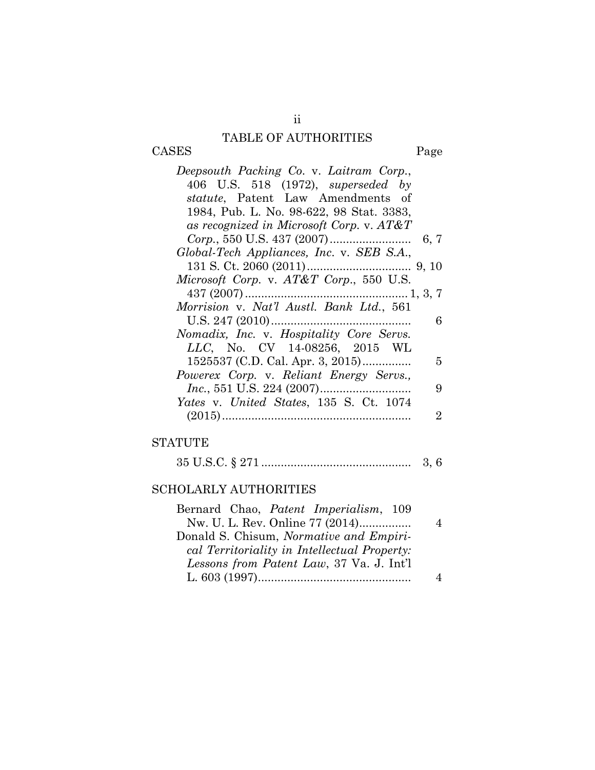# TABLE OF AUTHORITIES

| CASES | Page |
| --- | --- |
| *Deepsouth Packing Co.* v. *Laitram Corp.*, 406 U.S. 518 (1972), *superseded by statute*, Patent Law Amendments of 1984, Pub. L. No. 98-622, 98 Stat. 3383, *as recognized in Microsoft Corp.* v. *AT&T Corp.*, 550 U.S. 437 (2007) | 6, 7 |
| *Global-Tech Appliances, Inc.* v. *SEB S.A.*, 131 S. Ct. 2060 (2011) | 9, 10 |
| *Microsoft Corp.* v. *AT&T Corp.*, 550 U.S. 437 (2007) | 1, 3, 7 |
| *Morrision* v. *Nat'l Austl. Bank Ltd.*, 561 U.S. 247 (2010) | 6 |
| *Nomadix, Inc.* v. *Hospitality Core Servs. LLC*, No. CV 14-08256, 2015 WL 1525537 (C.D. Cal. Apr. 3, 2015) | 5 |
| *Powerex Corp.* v. *Reliant Energy Servs., Inc.*, 551 U.S. 224 (2007) | 9 |
| *Yates* v. *United States*, 135 S. Ct. 1074 (2015) | 2 |

| STATUTE | |
| --- | --- |
| 35 U.S.C. § 271 | 3, 6 |

| SCHOLARLY AUTHORITIES | |
| --- | --- |
| Bernard Chao, *Patent Imperialism*, 109 Nw. U. L. Rev. Online 77 (2014) | 4 |
| Donald S. Chisum, *Normative and Empirical Territoriality in Intellectual Property: Lessons from Patent Law*, 37 Va. J. Int'l L. 603 (1997) | 4 |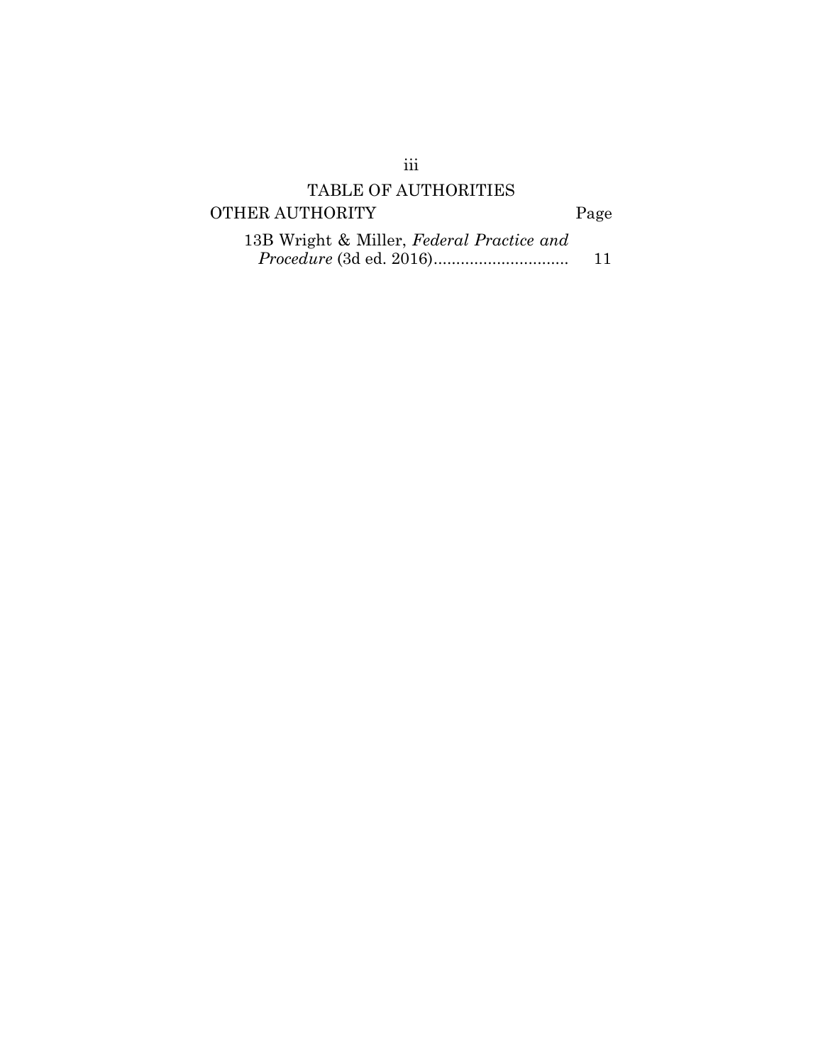## TABLE OF AUTHORITIES

| OTHER AUTHORITY | Page |
|---|---|
| 13B Wright & Miller, *Federal Practice and Procedure* (3d ed. 2016) | 11 |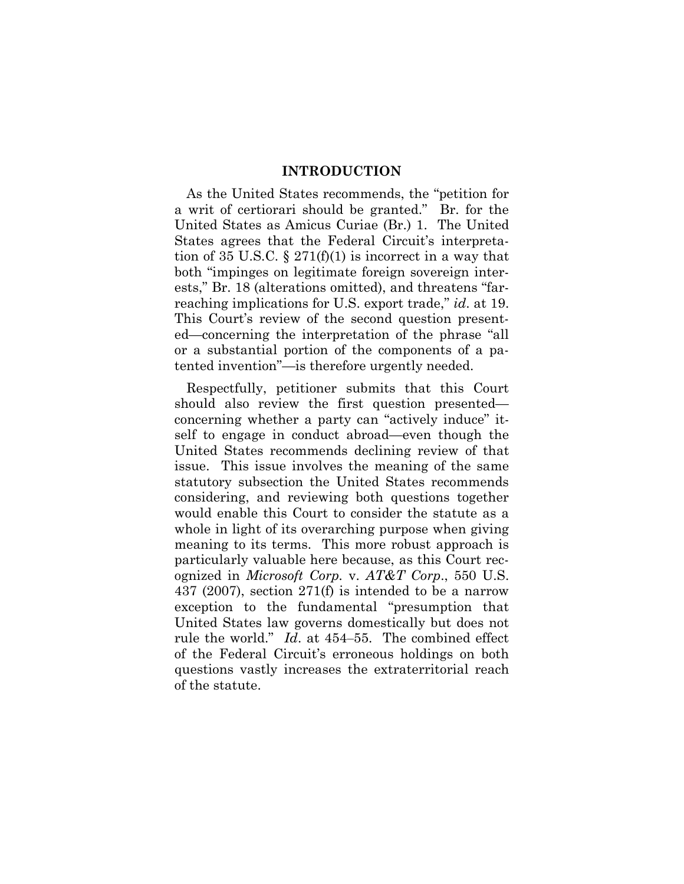## INTRODUCTION

As the United States recommends, the "petition for a writ of certiorari should be granted." Br. for the United States as Amicus Curiae (Br.) 1. The United States agrees that the Federal Circuit's interpretation of 35 U.S.C. § 271(f)(1) is incorrect in a way that both "impinges on legitimate foreign sovereign interests," Br. 18 (alterations omitted), and threatens "far-reaching implications for U.S. export trade," *id*. at 19. This Court's review of the second question presented—concerning the interpretation of the phrase "all or a substantial portion of the components of a patented invention"—is therefore urgently needed.

Respectfully, petitioner submits that this Court should also review the first question presented—concerning whether a party can "actively induce" itself to engage in conduct abroad—even though the United States recommends declining review of that issue. This issue involves the meaning of the same statutory subsection the United States recommends considering, and reviewing both questions together would enable this Court to consider the statute as a whole in light of its overarching purpose when giving meaning to its terms. This more robust approach is particularly valuable here because, as this Court recognized in *Microsoft Corp.* v. *AT&T Corp*., 550 U.S. 437 (2007), section 271(f) is intended to be a narrow exception to the fundamental "presumption that United States law governs domestically but does not rule the world." *Id*. at 454–55. The combined effect of the Federal Circuit's erroneous holdings on both questions vastly increases the extraterritorial reach of the statute.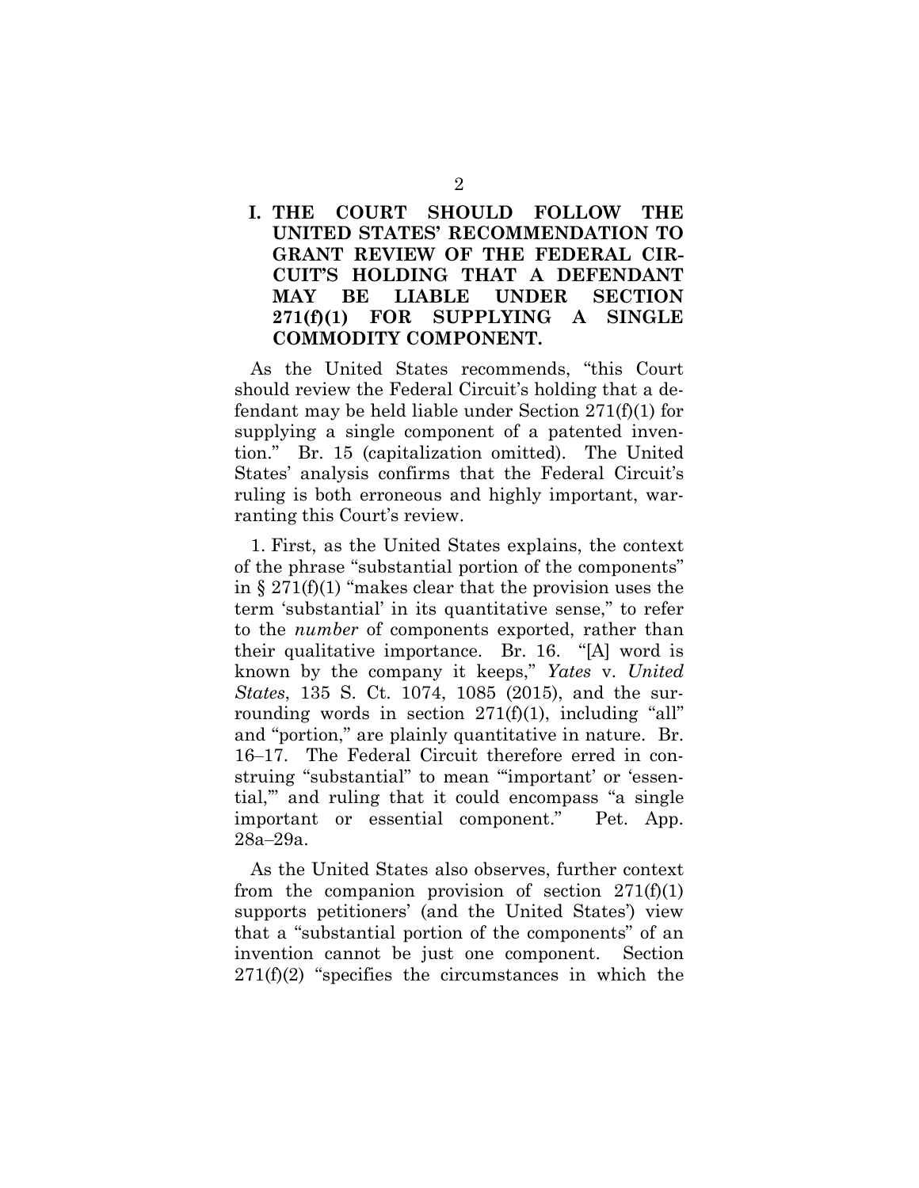## I. THE COURT SHOULD FOLLOW THE UNITED STATES' RECOMMENDATION TO GRANT REVIEW OF THE FEDERAL CIRCUIT'S HOLDING THAT A DEFENDANT MAY BE LIABLE UNDER SECTION 271(f)(1) FOR SUPPLYING A SINGLE COMMODITY COMPONENT.

As the United States recommends, "this Court should review the Federal Circuit's holding that a defendant may be held liable under Section 271(f)(1) for supplying a single component of a patented invention." Br. 15 (capitalization omitted). The United States' analysis confirms that the Federal Circuit's ruling is both erroneous and highly important, warranting this Court's review.

1. First, as the United States explains, the context of the phrase "substantial portion of the components" in § 271(f)(1) "makes clear that the provision uses the term 'substantial' in its quantitative sense," to refer to the *number* of components exported, rather than their qualitative importance. Br. 16. "[A] word is known by the company it keeps," *Yates* v. *United States*, 135 S. Ct. 1074, 1085 (2015), and the surrounding words in section 271(f)(1), including "all" and "portion," are plainly quantitative in nature. Br. 16–17. The Federal Circuit therefore erred in construing "substantial" to mean "'important' or 'essential,'" and ruling that it could encompass "a single important or essential component." Pet. App. 28a–29a.

As the United States also observes, further context from the companion provision of section 271(f)(1) supports petitioners' (and the United States') view that a "substantial portion of the components" of an invention cannot be just one component. Section 271(f)(2) "specifies the circumstances in which the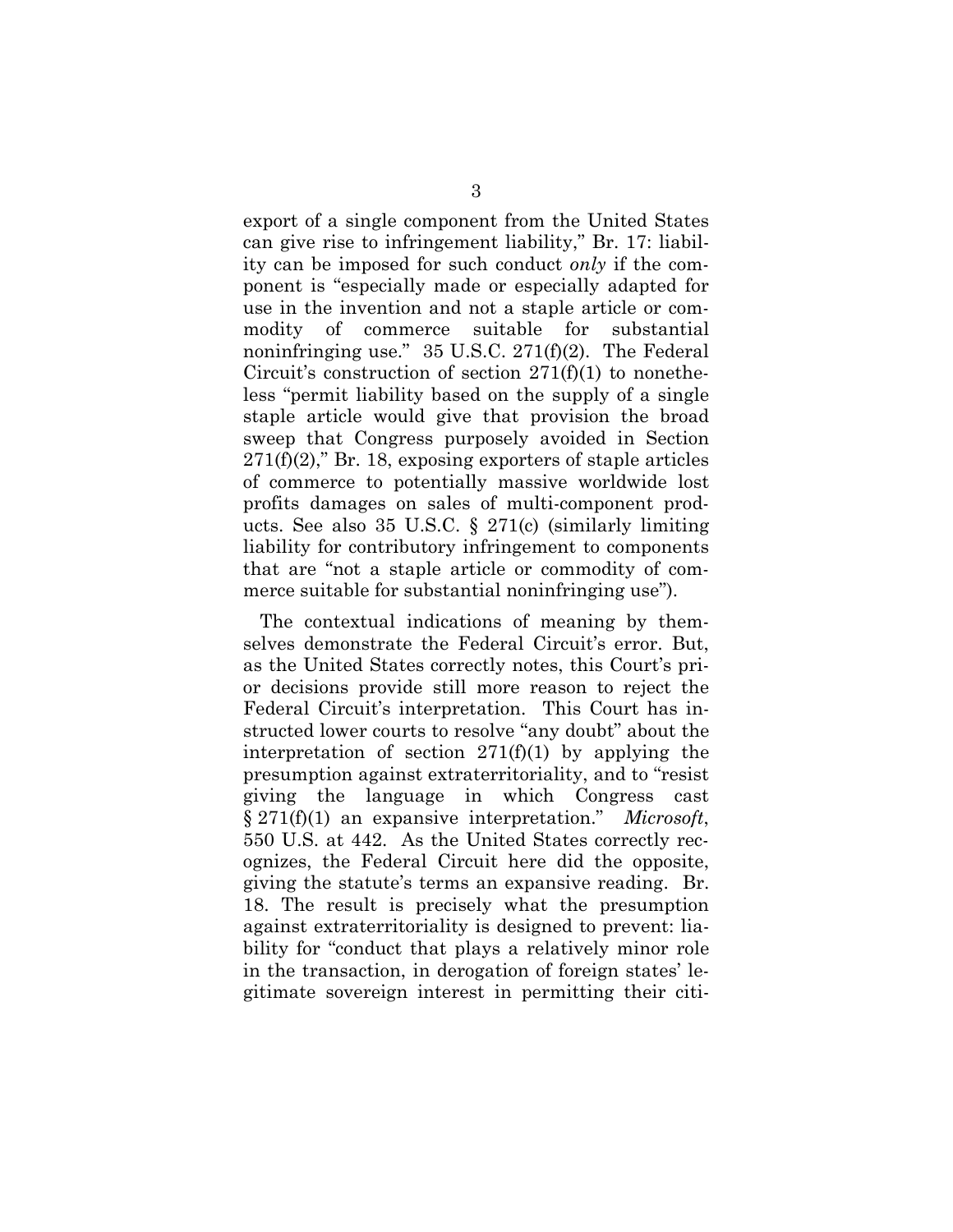export of a single component from the United States can give rise to infringement liability," Br. 17: liability can be imposed for such conduct *only* if the component is "especially made or especially adapted for use in the invention and not a staple article or commodity of commerce suitable for substantial noninfringing use." 35 U.S.C. 271(f)(2). The Federal Circuit's construction of section 271(f)(1) to nonetheless "permit liability based on the supply of a single staple article would give that provision the broad sweep that Congress purposely avoided in Section 271(f)(2)," Br. 18, exposing exporters of staple articles of commerce to potentially massive worldwide lost profits damages on sales of multi-component products. See also 35 U.S.C. § 271(c) (similarly limiting liability for contributory infringement to components that are "not a staple article or commodity of commerce suitable for substantial noninfringing use").

The contextual indications of meaning by themselves demonstrate the Federal Circuit's error. But, as the United States correctly notes, this Court's prior decisions provide still more reason to reject the Federal Circuit's interpretation. This Court has instructed lower courts to resolve "any doubt" about the interpretation of section 271(f)(1) by applying the presumption against extraterritoriality, and to "resist giving the language in which Congress cast § 271(f)(1) an expansive interpretation." *Microsoft*, 550 U.S. at 442. As the United States correctly recognizes, the Federal Circuit here did the opposite, giving the statute's terms an expansive reading. Br. 18. The result is precisely what the presumption against extraterritoriality is designed to prevent: liability for "conduct that plays a relatively minor role in the transaction, in derogation of foreign states' legitimate sovereign interest in permitting their citi-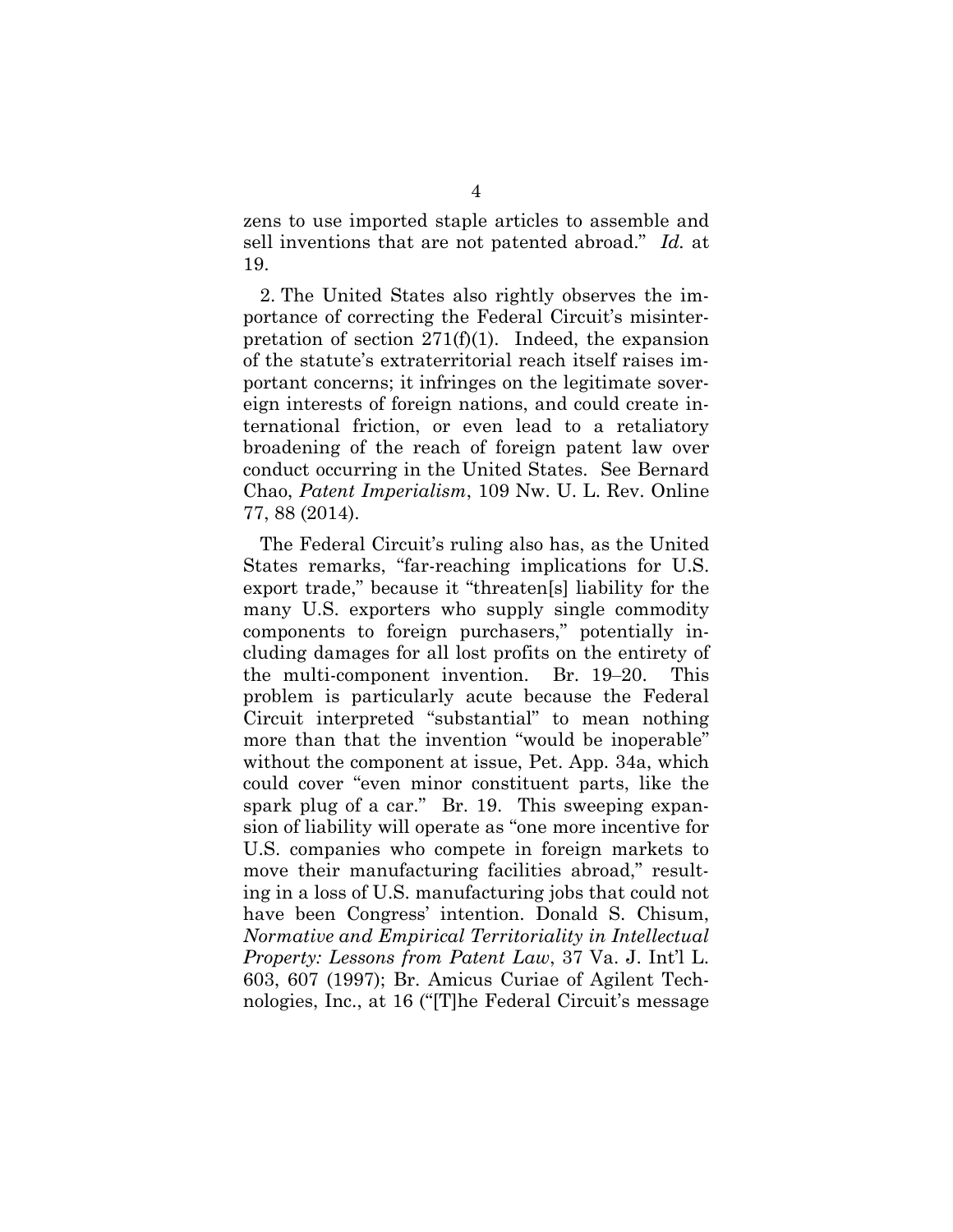zens to use imported staple articles to assemble and sell inventions that are not patented abroad." *Id.* at 19.

2. The United States also rightly observes the importance of correcting the Federal Circuit's misinterpretation of section 271(f)(1). Indeed, the expansion of the statute's extraterritorial reach itself raises important concerns; it infringes on the legitimate sovereign interests of foreign nations, and could create international friction, or even lead to a retaliatory broadening of the reach of foreign patent law over conduct occurring in the United States. See Bernard Chao, *Patent Imperialism*, 109 Nw. U. L. Rev. Online 77, 88 (2014).

The Federal Circuit's ruling also has, as the United States remarks, "far-reaching implications for U.S. export trade," because it "threaten[s] liability for the many U.S. exporters who supply single commodity components to foreign purchasers," potentially including damages for all lost profits on the entirety of the multi-component invention. Br. 19–20. This problem is particularly acute because the Federal Circuit interpreted "substantial" to mean nothing more than that the invention "would be inoperable" without the component at issue, Pet. App. 34a, which could cover "even minor constituent parts, like the spark plug of a car." Br. 19. This sweeping expansion of liability will operate as "one more incentive for U.S. companies who compete in foreign markets to move their manufacturing facilities abroad," resulting in a loss of U.S. manufacturing jobs that could not have been Congress' intention. Donald S. Chisum, *Normative and Empirical Territoriality in Intellectual Property: Lessons from Patent Law*, 37 Va. J. Int'l L. 603, 607 (1997); Br. Amicus Curiae of Agilent Technologies, Inc., at 16 ("[T]he Federal Circuit's message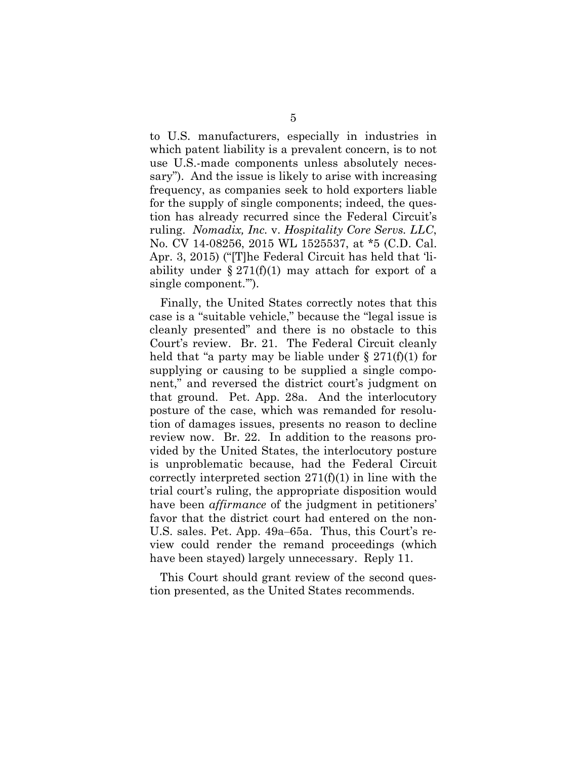to U.S. manufacturers, especially in industries in which patent liability is a prevalent concern, is to not use U.S.-made components unless absolutely necessary"). And the issue is likely to arise with increasing frequency, as companies seek to hold exporters liable for the supply of single components; indeed, the question has already recurred since the Federal Circuit's ruling. *Nomadix, Inc.* v. *Hospitality Core Servs. LLC*, No. CV 14-08256, 2015 WL 1525537, at *5 (C.D. Cal. Apr. 3, 2015) ("[T]he Federal Circuit has held that 'liability under § 271(f)(1) may attach for export of a single component.'").

Finally, the United States correctly notes that this case is a "suitable vehicle," because the "legal issue is cleanly presented" and there is no obstacle to this Court's review. Br. 21. The Federal Circuit cleanly held that "a party may be liable under § 271(f)(1) for supplying or causing to be supplied a single component," and reversed the district court's judgment on that ground. Pet. App. 28a. And the interlocutory posture of the case, which was remanded for resolution of damages issues, presents no reason to decline review now. Br. 22. In addition to the reasons provided by the United States, the interlocutory posture is unproblematic because, had the Federal Circuit correctly interpreted section 271(f)(1) in line with the trial court's ruling, the appropriate disposition would have been *affirmance* of the judgment in petitioners' favor that the district court had entered on the non-U.S. sales. Pet. App. 49a–65a. Thus, this Court's review could render the remand proceedings (which have been stayed) largely unnecessary. Reply 11.

This Court should grant review of the second question presented, as the United States recommends.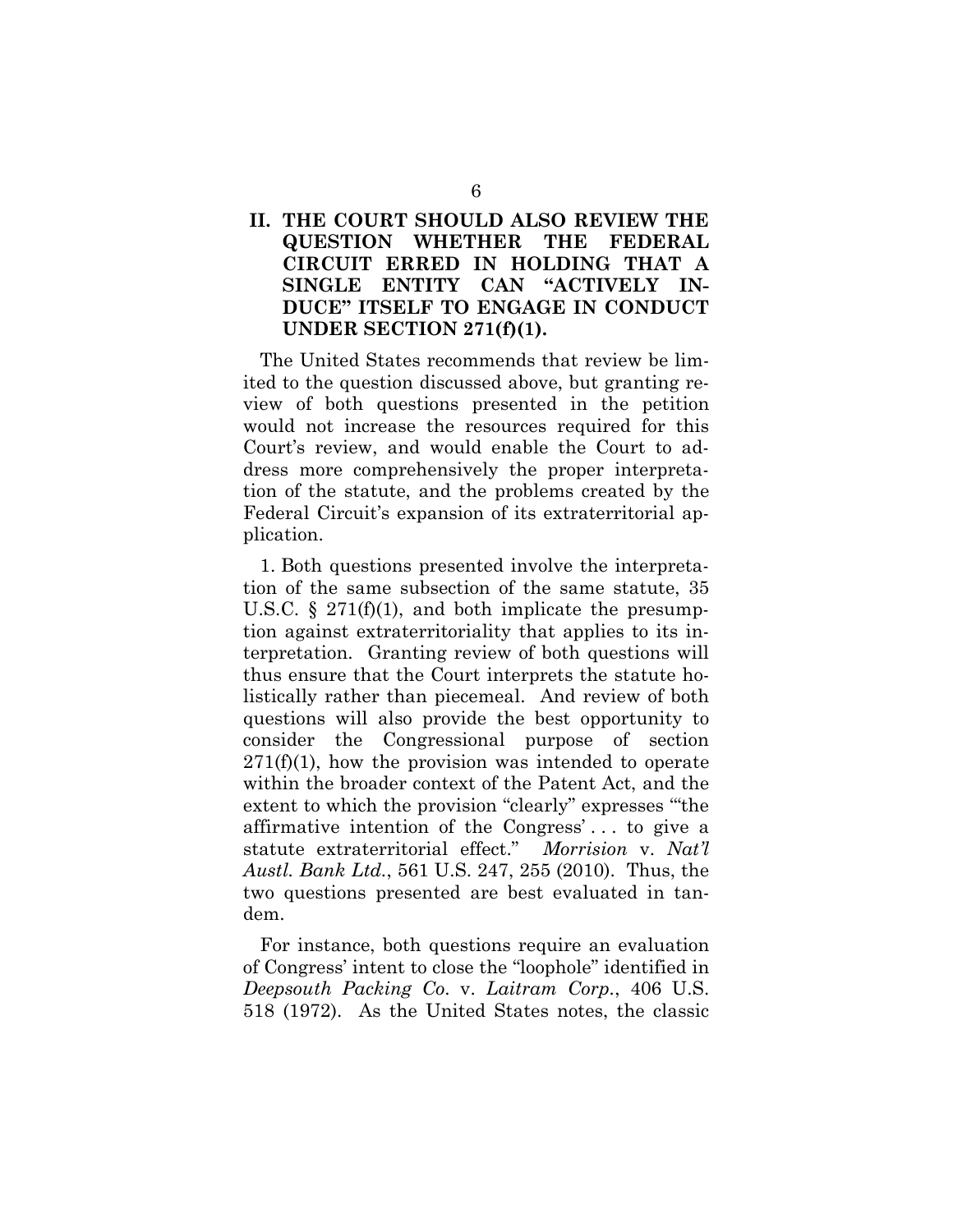## II. THE COURT SHOULD ALSO REVIEW THE QUESTION WHETHER THE FEDERAL CIRCUIT ERRED IN HOLDING THAT A SINGLE ENTITY CAN "ACTIVELY INDUCE" ITSELF TO ENGAGE IN CONDUCT UNDER SECTION 271(f)(1).

The United States recommends that review be limited to the question discussed above, but granting review of both questions presented in the petition would not increase the resources required for this Court's review, and would enable the Court to address more comprehensively the proper interpretation of the statute, and the problems created by the Federal Circuit's expansion of its extraterritorial application.

1. Both questions presented involve the interpretation of the same subsection of the same statute, 35 U.S.C. § 271(f)(1), and both implicate the presumption against extraterritoriality that applies to its interpretation. Granting review of both questions will thus ensure that the Court interprets the statute holistically rather than piecemeal. And review of both questions will also provide the best opportunity to consider the Congressional purpose of section 271(f)(1), how the provision was intended to operate within the broader context of the Patent Act, and the extent to which the provision "clearly" expresses "'the affirmative intention of the Congress' . . . to give a statute extraterritorial effect." *Morrision* v. *Nat'l Austl. Bank Ltd.*, 561 U.S. 247, 255 (2010). Thus, the two questions presented are best evaluated in tandem.

For instance, both questions require an evaluation of Congress' intent to close the "loophole" identified in *Deepsouth Packing Co.* v. *Laitram Corp.*, 406 U.S. 518 (1972). As the United States notes, the classic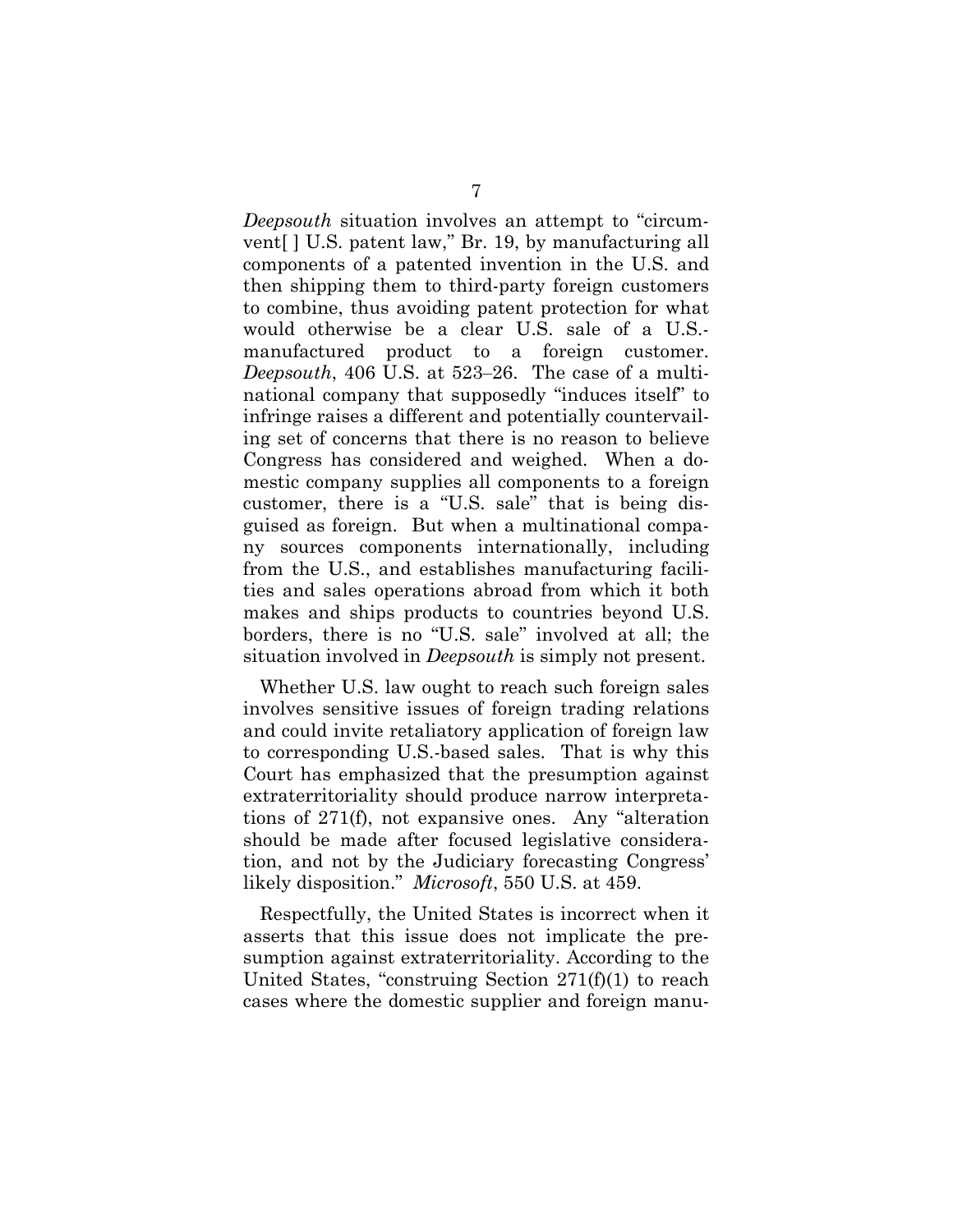*Deepsouth* situation involves an attempt to "circumvent[ ] U.S. patent law," Br. 19, by manufacturing all components of a patented invention in the U.S. and then shipping them to third-party foreign customers to combine, thus avoiding patent protection for what would otherwise be a clear U.S. sale of a U.S.-manufactured product to a foreign customer. *Deepsouth*, 406 U.S. at 523–26. The case of a multinational company that supposedly "induces itself" to infringe raises a different and potentially countervailing set of concerns that there is no reason to believe Congress has considered and weighed. When a domestic company supplies all components to a foreign customer, there is a "U.S. sale" that is being disguised as foreign. But when a multinational company sources components internationally, including from the U.S., and establishes manufacturing facilities and sales operations abroad from which it both makes and ships products to countries beyond U.S. borders, there is no "U.S. sale" involved at all; the situation involved in *Deepsouth* is simply not present.

Whether U.S. law ought to reach such foreign sales involves sensitive issues of foreign trading relations and could invite retaliatory application of foreign law to corresponding U.S.-based sales. That is why this Court has emphasized that the presumption against extraterritoriality should produce narrow interpretations of 271(f), not expansive ones. Any "alteration should be made after focused legislative consideration, and not by the Judiciary forecasting Congress' likely disposition." *Microsoft*, 550 U.S. at 459.

Respectfully, the United States is incorrect when it asserts that this issue does not implicate the presumption against extraterritoriality. According to the United States, "construing Section 271(f)(1) to reach cases where the domestic supplier and foreign manu-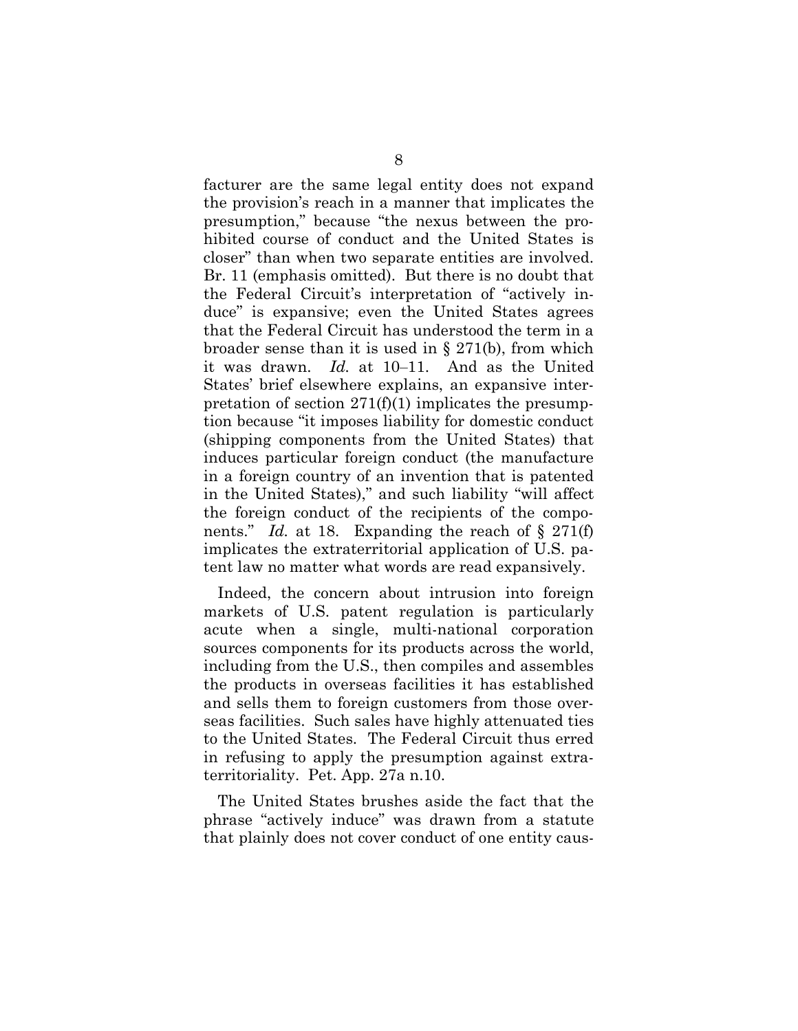facturer are the same legal entity does not expand the provision's reach in a manner that implicates the presumption," because "the nexus between the prohibited course of conduct and the United States is closer" than when two separate entities are involved. Br. 11 (emphasis omitted). But there is no doubt that the Federal Circuit's interpretation of "actively induce" is expansive; even the United States agrees that the Federal Circuit has understood the term in a broader sense than it is used in § 271(b), from which it was drawn. *Id.* at 10–11. And as the United States' brief elsewhere explains, an expansive interpretation of section 271(f)(1) implicates the presumption because "it imposes liability for domestic conduct (shipping components from the United States) that induces particular foreign conduct (the manufacture in a foreign country of an invention that is patented in the United States)," and such liability "will affect the foreign conduct of the recipients of the components." *Id.* at 18. Expanding the reach of § 271(f) implicates the extraterritorial application of U.S. patent law no matter what words are read expansively.

Indeed, the concern about intrusion into foreign markets of U.S. patent regulation is particularly acute when a single, multi-national corporation sources components for its products across the world, including from the U.S., then compiles and assembles the products in overseas facilities it has established and sells them to foreign customers from those overseas facilities. Such sales have highly attenuated ties to the United States. The Federal Circuit thus erred in refusing to apply the presumption against extraterritoriality. Pet. App. 27a n.10.

The United States brushes aside the fact that the phrase "actively induce" was drawn from a statute that plainly does not cover conduct of one entity caus-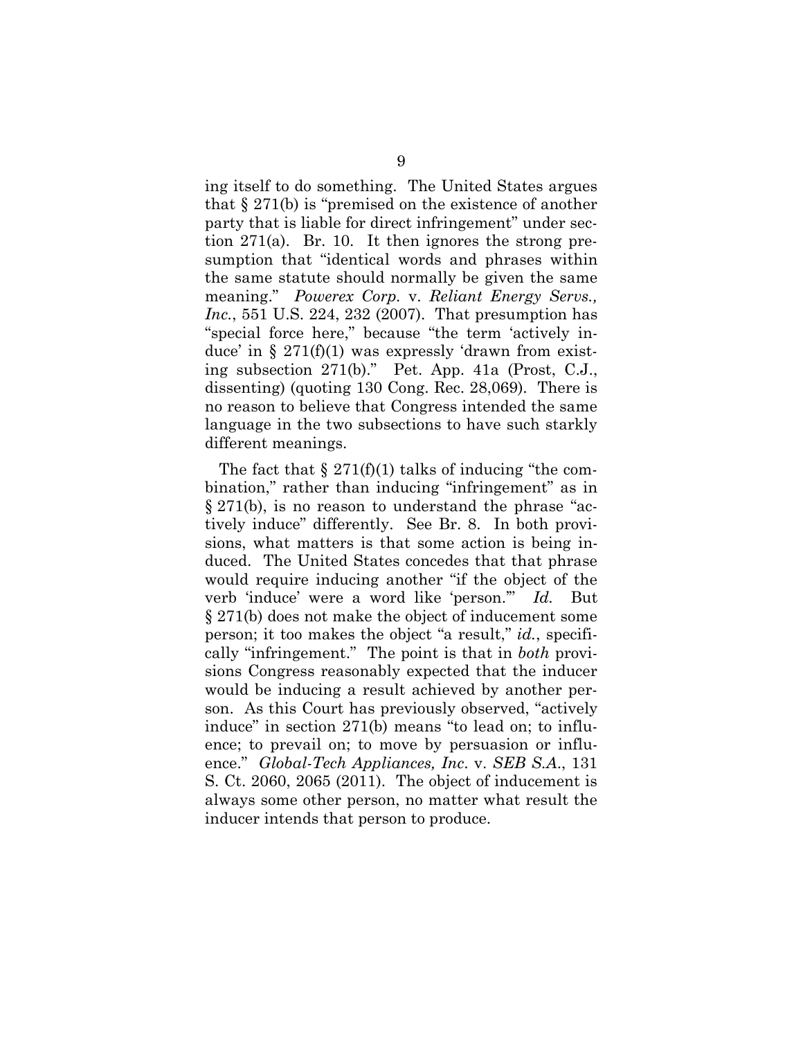ing itself to do something. The United States argues that § 271(b) is "premised on the existence of another party that is liable for direct infringement" under section 271(a). Br. 10. It then ignores the strong presumption that "identical words and phrases within the same statute should normally be given the same meaning." *Powerex Corp.* v. *Reliant Energy Servs., Inc.*, 551 U.S. 224, 232 (2007). That presumption has "special force here," because "the term 'actively induce' in § 271(f)(1) was expressly 'drawn from existing subsection 271(b).'" Pet. App. 41a (Prost, C.J., dissenting) (quoting 130 Cong. Rec. 28,069). There is no reason to believe that Congress intended the same language in the two subsections to have such starkly different meanings.

The fact that § 271(f)(1) talks of inducing "the combination," rather than inducing "infringement" as in § 271(b), is no reason to understand the phrase "actively induce" differently. See Br. 8. In both provisions, what matters is that some action is being induced. The United States concedes that that phrase would require inducing another "if the object of the verb 'induce' were a word like 'person.'" *Id.* But § 271(b) does not make the object of inducement some person; it too makes the object "a result," *id.*, specifically "infringement." The point is that in *both* provisions Congress reasonably expected that the inducer would be inducing a result achieved by another person. As this Court has previously observed, "actively induce" in section 271(b) means "to lead on; to influence; to prevail on; to move by persuasion or influence." *Global-Tech Appliances, Inc.* v. *SEB S.A.*, 131 S. Ct. 2060, 2065 (2011). The object of inducement is always some other person, no matter what result the inducer intends that person to produce.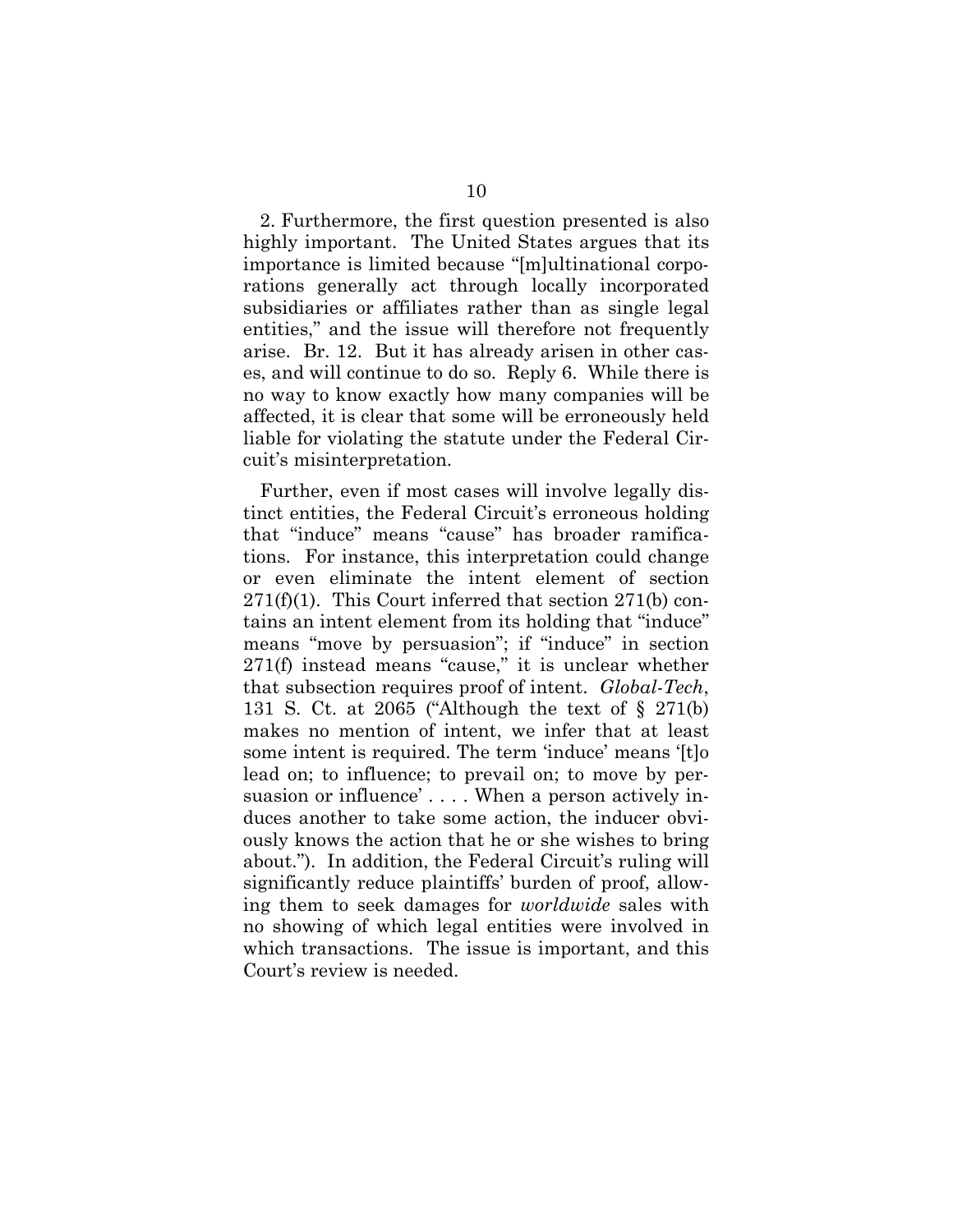2. Furthermore, the first question presented is also highly important. The United States argues that its importance is limited because "[m]ultinational corporations generally act through locally incorporated subsidiaries or affiliates rather than as single legal entities," and the issue will therefore not frequently arise. Br. 12. But it has already arisen in other cases, and will continue to do so. Reply 6. While there is no way to know exactly how many companies will be affected, it is clear that some will be erroneously held liable for violating the statute under the Federal Circuit's misinterpretation.

Further, even if most cases will involve legally distinct entities, the Federal Circuit's erroneous holding that "induce" means "cause" has broader ramifications. For instance, this interpretation could change or even eliminate the intent element of section 271(f)(1). This Court inferred that section 271(b) contains an intent element from its holding that "induce" means "move by persuasion"; if "induce" in section 271(f) instead means "cause," it is unclear whether that subsection requires proof of intent. *Global-Tech*, 131 S. Ct. at 2065 ("Although the text of § 271(b) makes no mention of intent, we infer that at least some intent is required. The term 'induce' means '[t]o lead on; to influence; to prevail on; to move by persuasion or influence' . . . . When a person actively induces another to take some action, the inducer obviously knows the action that he or she wishes to bring about."). In addition, the Federal Circuit's ruling will significantly reduce plaintiffs' burden of proof, allowing them to seek damages for *worldwide* sales with no showing of which legal entities were involved in which transactions. The issue is important, and this Court's review is needed.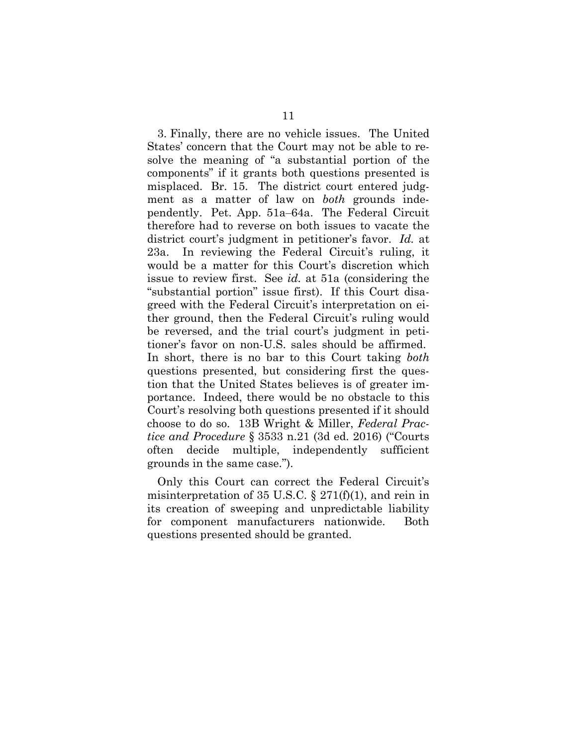3. Finally, there are no vehicle issues. The United States' concern that the Court may not be able to resolve the meaning of "a substantial portion of the components" if it grants both questions presented is misplaced. Br. 15. The district court entered judgment as a matter of law on *both* grounds independently. Pet. App. 51a–64a. The Federal Circuit therefore had to reverse on both issues to vacate the district court's judgment in petitioner's favor. *Id.* at 23a. In reviewing the Federal Circuit's ruling, it would be a matter for this Court's discretion which issue to review first. See *id.* at 51a (considering the "substantial portion" issue first). If this Court disagreed with the Federal Circuit's interpretation on either ground, then the Federal Circuit's ruling would be reversed, and the trial court's judgment in petitioner's favor on non-U.S. sales should be affirmed. In short, there is no bar to this Court taking *both* questions presented, but considering first the question that the United States believes is of greater importance. Indeed, there would be no obstacle to this Court's resolving both questions presented if it should choose to do so. 13B Wright & Miller, *Federal Practice and Procedure* § 3533 n.21 (3d ed. 2016) ("Courts often decide multiple, independently sufficient grounds in the same case.").

Only this Court can correct the Federal Circuit's misinterpretation of 35 U.S.C. § 271(f)(1), and rein in its creation of sweeping and unpredictable liability for component manufacturers nationwide. Both questions presented should be granted.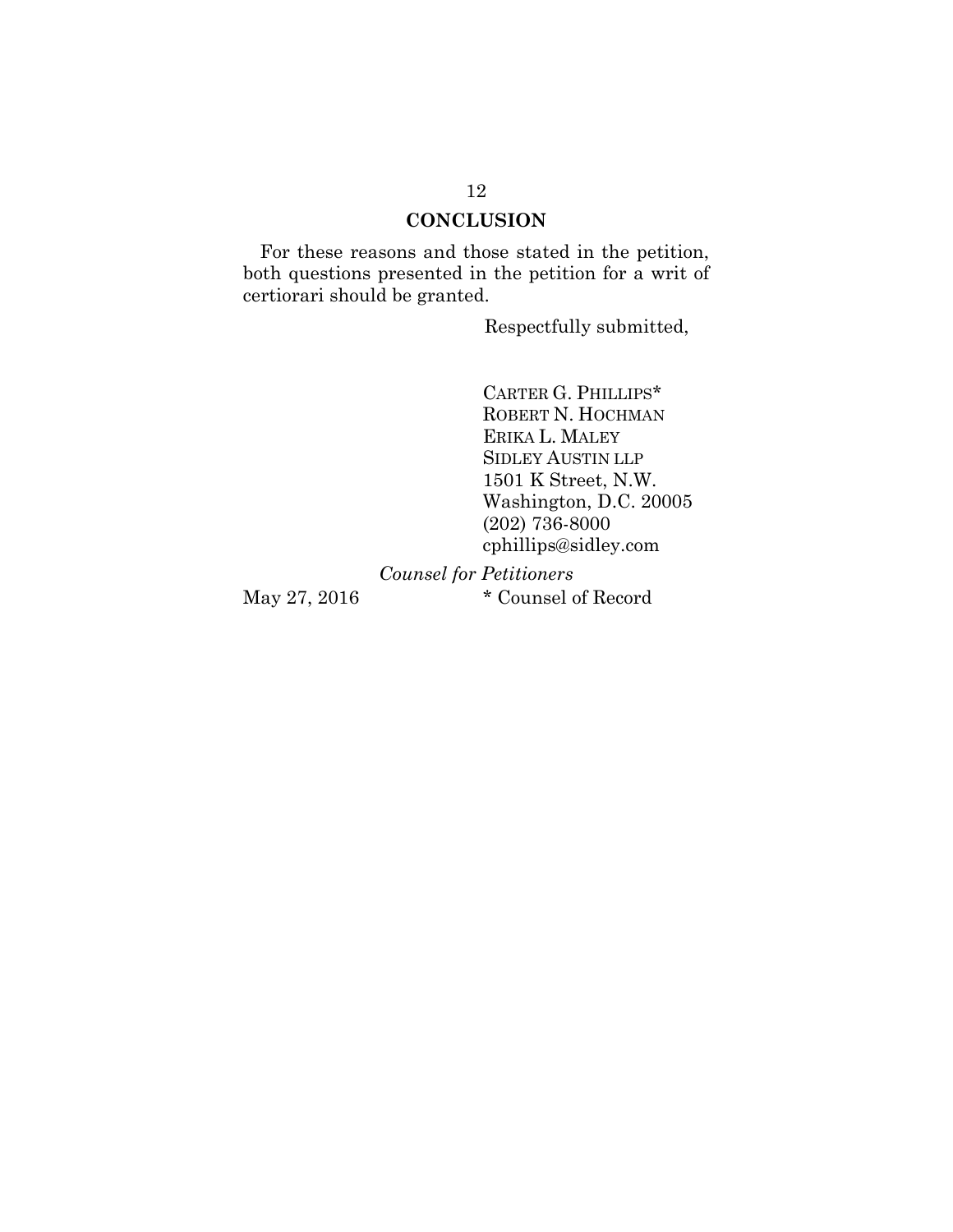## CONCLUSION

For these reasons and those stated in the petition, both questions presented in the petition for a writ of certiorari should be granted.

Respectfully submitted,

CARTER G. PHILLIPS*
ROBERT N. HOCHMAN
ERIKA L. MALEY
SIDLEY AUSTIN LLP
1501 K Street, N.W.
Washington, D.C. 20005
(202) 736-8000
cphillips@sidley.com

*Counsel for Petitioners*

May 27, 2016

* Counsel of Record